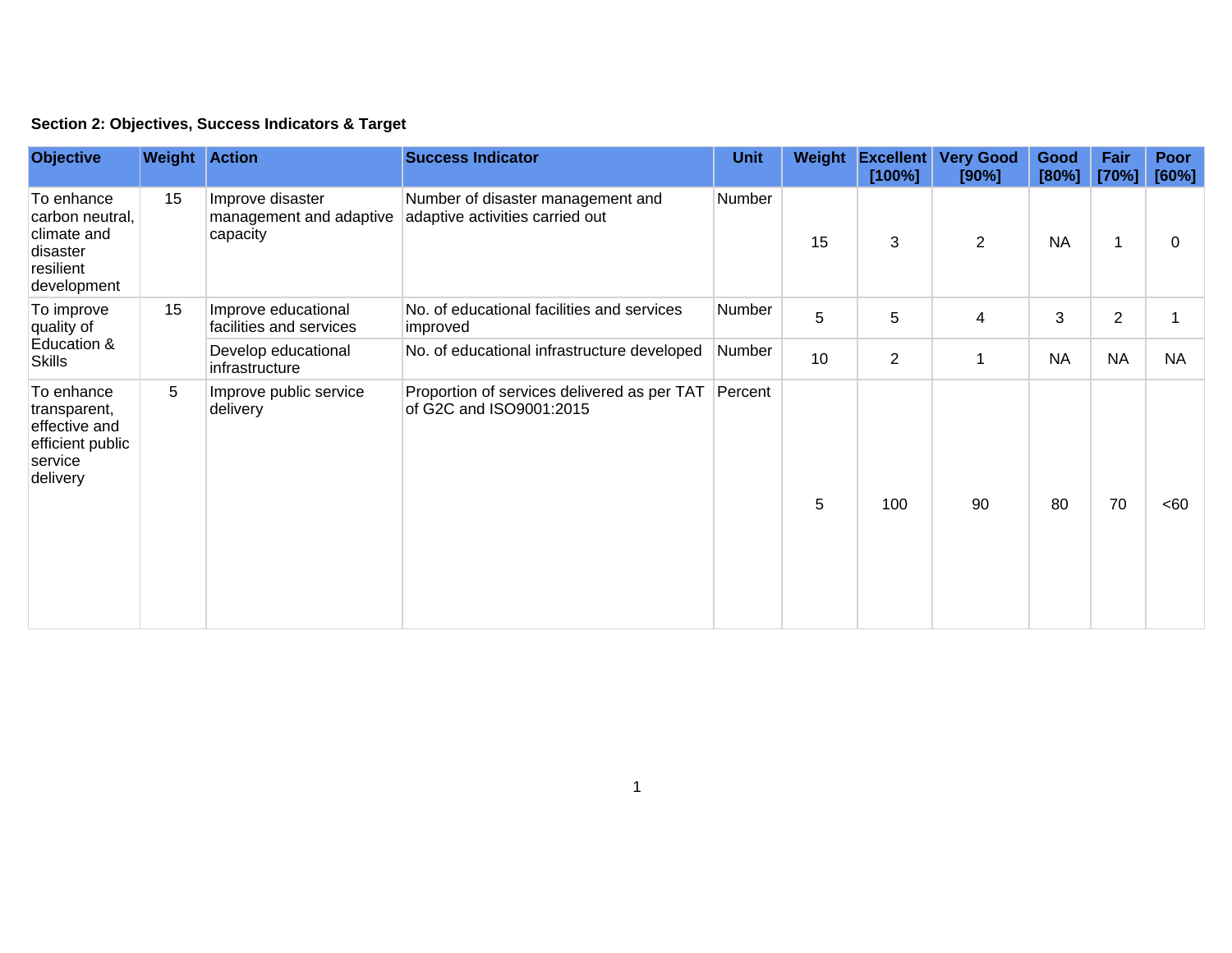**Section 2: Objectives, Success Indicators & Target**

| Objective | Weight | Action | Success Indicator | Unit | Weight | Excellent [100%] | Very Good [90%] | Good [80%] | Fair [70%] | Poor [60%] |
|---|---|---|---|---|---|---|---|---|---|---|
| To enhance carbon neutral, climate and disaster resilient development | 15 | Improve disaster management and adaptive capacity | Number of disaster management and adaptive activities carried out | Number | 15 | 3 | 2 | NA | 1 | 0 |
| To improve quality of Education & Skills | 15 | Improve educational facilities and services | No. of educational facilities and services improved | Number | 5 | 5 | 4 | 3 | 2 | 1 |
| | | Develop educational infrastructure | No. of educational infrastructure developed | Number | 10 | 2 | 1 | NA | NA | NA |
| To enhance transparent, effective and efficient public service delivery | 5 | Improve public service delivery | Proportion of services delivered as per TAT of G2C and ISO9001:2015 | Percent | 5 | 100 | 90 | 80 | 70 | <60 |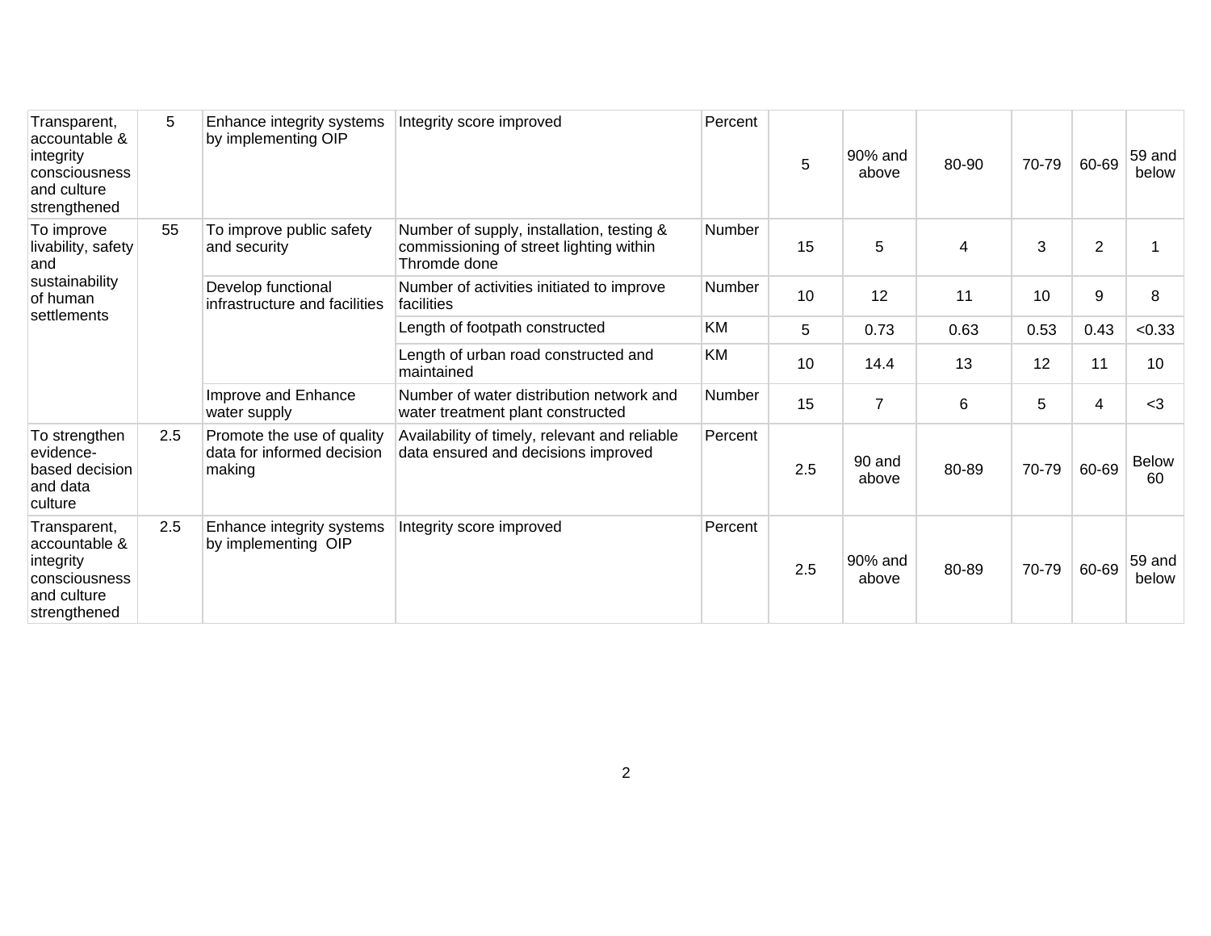| | | | | | | | | | | |
|---|---|---|---|---|---|---|---|---|---|---|
| Transparent, accountable & integrity consciousness and culture strengthened | 5 | Enhance integrity systems by implementing OIP | Integrity score improved | Percent | 5 | 90% and above | 80-90 | 70-79 | 60-69 | 59 and below |
| To improve livability, safety and sustainability of human settlements | 55 | To improve public safety and security | Number of supply, installation, testing & commissioning of street lighting within Thromde done | Number | 15 | 5 | 4 | 3 | 2 | 1 |
| | | Develop functional infrastructure and facilities | Number of activities initiated to improve facilities | Number | 10 | 12 | 11 | 10 | 9 | 8 |
| | | | Length of footpath constructed | KM | 5 | 0.73 | 0.63 | 0.53 | 0.43 | <0.33 |
| | | | Length of urban road constructed and maintained | KM | 10 | 14.4 | 13 | 12 | 11 | 10 |
| | | Improve and Enhance water supply | Number of water distribution network and water treatment plant constructed | Number | 15 | 7 | 6 | 5 | 4 | <3 |
| To strengthen evidence-based decision and data culture | 2.5 | Promote the use of quality data for informed decision making | Availability of timely, relevant and reliable data ensured and decisions improved | Percent | 2.5 | 90 and above | 80-89 | 70-79 | 60-69 | Below 60 |
| Transparent, accountable & integrity consciousness and culture strengthened | 2.5 | Enhance integrity systems by implementing OIP | Integrity score improved | Percent | 2.5 | 90% and above | 80-89 | 70-79 | 60-69 | 59 and below |